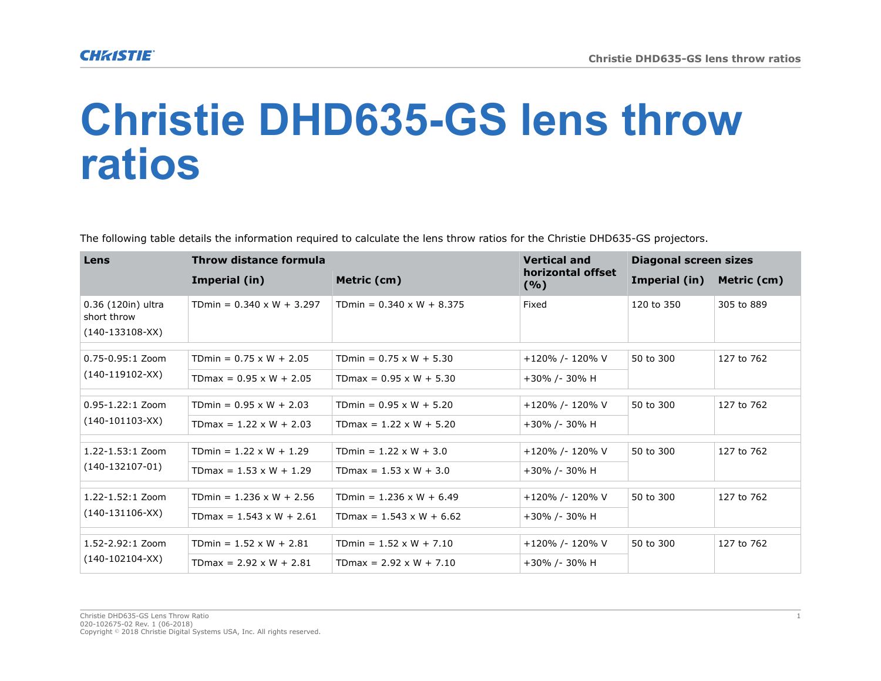# Christie DHD635-GS lens throw ratios

The following table details the information required to calculate the lens throw ratios for the Christie DHD635-GS projectors.

| Lens | Throw distance formula | | Vertical and horizontal offset (%) | Diagonal screen sizes | |
|---|---|---|---|---|---|
| | Imperial (in) | Metric (cm) | | Imperial (in) | Metric (cm) |
| 0.36 (120in) ultra short throw (140-133108-XX) | TDmin = 0.340 x W + 3.297 | TDmin = 0.340 x W + 8.375 | Fixed | 120 to 350 | 305 to 889 |
| 0.75-0.95:1 Zoom (140-119102-XX) | TDmin = 0.75 x W + 2.05 | TDmin = 0.75 x W + 5.30 | +120% /- 120% V | 50 to 300 | 127 to 762 |
| | TDmax = 0.95 x W + 2.05 | TDmax = 0.95 x W + 5.30 | +30% /- 30% H | | |
| 0.95-1.22:1 Zoom (140-101103-XX) | TDmin = 0.95 x W + 2.03 | TDmin = 0.95 x W + 5.20 | +120% /- 120% V | 50 to 300 | 127 to 762 |
| | TDmax = 1.22 x W + 2.03 | TDmax = 1.22 x W + 5.20 | +30% /- 30% H | | |
| 1.22-1.53:1 Zoom (140-132107-01) | TDmin = 1.22 x W + 1.29 | TDmin = 1.22 x W + 3.0 | +120% /- 120% V | 50 to 300 | 127 to 762 |
| | TDmax = 1.53 x W + 1.29 | TDmax = 1.53 x W + 3.0 | +30% /- 30% H | | |
| 1.22-1.52:1 Zoom (140-131106-XX) | TDmin = 1.236 x W + 2.56 | TDmin = 1.236 x W + 6.49 | +120% /- 120% V | 50 to 300 | 127 to 762 |
| | TDmax = 1.543 x W + 2.61 | TDmax = 1.543 x W + 6.62 | +30% /- 30% H | | |
| 1.52-2.92:1 Zoom (140-102104-XX) | TDmin = 1.52 x W + 2.81 | TDmin = 1.52 x W + 7.10 | +120% /- 120% V | 50 to 300 | 127 to 762 |
| | TDmax = 2.92 x W + 2.81 | TDmax = 2.92 x W + 7.10 | +30% /- 30% H | | |

Christie DHD635-GS Lens Throw Ratio
020-102675-02 Rev. 1 (06-2018)
Copyright © 2018 Christie Digital Systems USA, Inc. All rights reserved.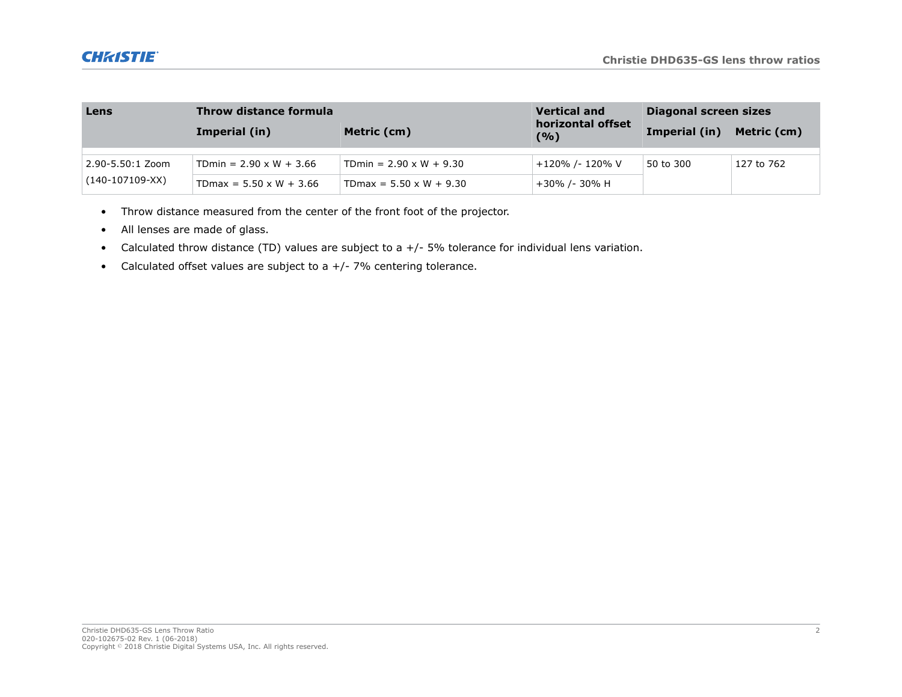| Lens | Throw distance formula | | Vertical and horizontal offset (%) | Diagonal screen sizes | |
|---|---|---|---|---|---|
| | Imperial (in) | Metric (cm) | | Imperial (in) | Metric (cm) |
| 2.90-5.50:1 Zoom (140-107109-XX) | TDmin = 2.90 x W + 3.66 | TDmin = 2.90 x W + 9.30 | +120% /- 120% V | 50 to 300 | 127 to 762 |
| | TDmax = 5.50 x W + 3.66 | TDmax = 5.50 x W + 9.30 | +30% /- 30% H | | |

- Throw distance measured from the center of the front foot of the projector.
- All lenses are made of glass.
- Calculated throw distance (TD) values are subject to a +/- 5% tolerance for individual lens variation.
- Calculated offset values are subject to a +/- 7% centering tolerance.